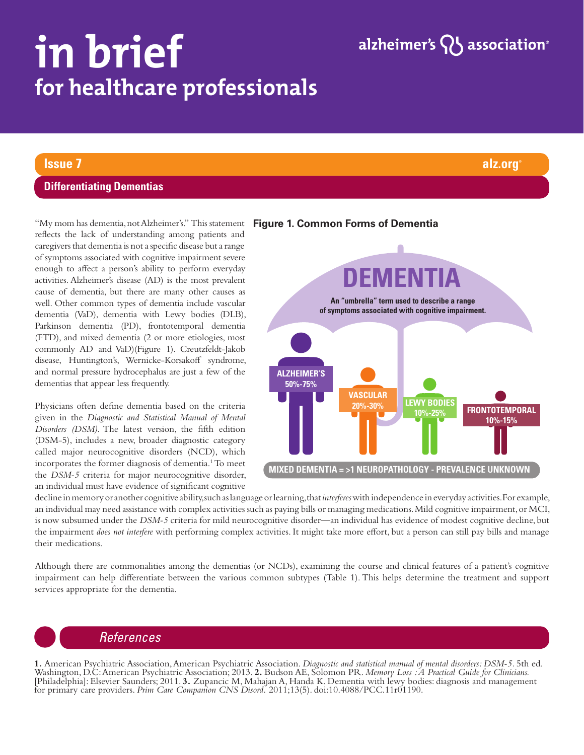# in brief

## for healthcare professionals

alzheimer's association

**Issue 7** alz.org

## Differentiating Dementias

"My mom has dementia, not Alzheimer's." This statement reflects the lack of understanding among patients and caregivers that dementia is not a specific disease but a range of symptoms associated with cognitive impairment severe enough to affect a person's ability to perform everyday activities. Alzheimer's disease (AD) is the most prevalent cause of dementia, but there are many other causes as well. Other common types of dementia include vascular dementia (VaD), dementia with Lewy bodies (DLB), Parkinson dementia (PD), frontotemporal dementia (FTD), and mixed dementia (2 or more etiologies, most commonly AD and VaD)(Figure 1). Creutzfeldt-Jakob disease, Huntington's, Wernicke-Korsakoff syndrome, and normal pressure hydrocephalus are just a few of the dementias that appear less frequently.

**Figure 1. Common Forms of Dementia**

**DEMENTIA**

An "umbrella" term used to describe a range of symptoms associated with cognitive impairment.

- ALZHEIMER'S 50%-75%
- VASCULAR 20%-30%
- LEWY BODIES 10%-25%
- FRONTOTEMPORAL 10%-15%

MIXED DEMENTIA = >1 NEUROPATHOLOGY - PREVALENCE UNKNOWN

Physicians often define dementia based on the criteria given in the *Diagnostic and Statistical Manual of Mental Disorders (DSM)*. The latest version, the fifth edition (DSM-5), includes a new, broader diagnostic category called major neurocognitive disorders (NCD), which incorporates the former diagnosis of dementia.[1] To meet the *DSM-5* criteria for major neurocognitive disorder, an individual must have evidence of significant cognitive decline in memory or another cognitive ability, such as language or learning, that *interferes* with independence in everyday activities. For example, an individual may need assistance with complex activities such as paying bills or managing medications. Mild cognitive impairment, or MCI, is now subsumed under the *DSM-5* criteria for mild neurocognitive disorder—an individual has evidence of modest cognitive decline, but the impairment *does not interfere* with performing complex activities. It might take more effort, but a person can still pay bills and manage their medications.

Although there are commonalities among the dementias (or NCDs), examining the course and clinical features of a patient's cognitive impairment can help differentiate between the various common subtypes (Table 1). This helps determine the treatment and support services appropriate for the dementia.

## References

**1.** American Psychiatric Association, American Psychiatric Association. *Diagnostic and statistical manual of mental disorders: DSM-5*. 5th ed. Washington, D.C: American Psychiatric Association; 2013. **2.** Budson AE, Solomon PR. *Memory Loss :A Practical Guide for Clinicians.* [Philadelphia]: Elsevier Saunders; 2011. **3.** Zupancic M, Mahajan A, Handa K. Dementia with lewy bodies: diagnosis and management for primary care providers. *Prim Care Companion CNS Disord.* 2011;13(5). doi:10.4088/PCC.11r01190.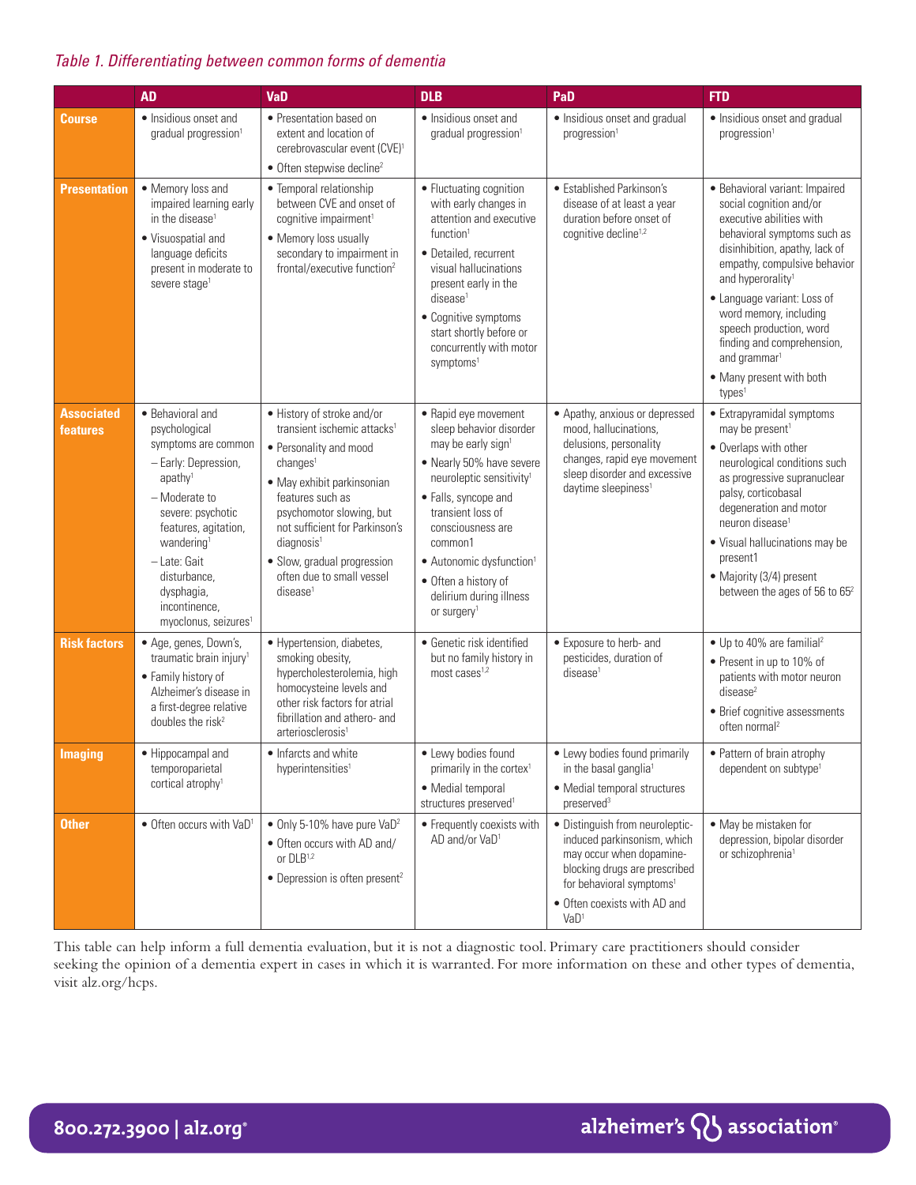*Table 1. Differentiating between common forms of dementia*

| | AD | VaD | DLB | PaD | FTD |
|---|---|---|---|---|---|
| **Course** | • Insidious onset and gradual progression[1] | • Presentation based on extent and location of cerebrovascular event (CVE)[1]<br>• Often stepwise decline[2] | • Insidious onset and gradual progression[1] | • Insidious onset and gradual progression[1] | • Insidious onset and gradual progression[1] |
| **Presentation** | • Memory loss and impaired learning early in the disease[1]<br>• Visuospatial and language deficits present in moderate to severe stage[1] | • Temporal relationship between CVE and onset of cognitive impairment[1]<br>• Memory loss usually secondary to impairment in frontal/executive function[2] | • Fluctuating cognition with early changes in attention and executive function[1]<br>• Detailed, recurrent visual hallucinations present early in the disease[1]<br>• Cognitive symptoms start shortly before or concurrently with motor symptoms[1] | • Established Parkinson's disease of at least a year duration before onset of cognitive decline[1,2] | • Behavioral variant: Impaired social cognition and/or executive abilities with behavioral symptoms such as disinhibition, apathy, lack of empathy, compulsive behavior and hyperorality[1]<br>• Language variant: Loss of word memory, including speech production, word finding and comprehension, and grammar[1]<br>• Many present with both types[1] |
| **Associated features** | • Behavioral and psychological symptoms are common<br>– Early: Depression, apathy[1]<br>– Moderate to severe: psychotic features, agitation, wandering[1]<br>– Late: Gait disturbance, dysphagia, incontinence, myoclonus, seizures[1] | • History of stroke and/or transient ischemic attacks[1]<br>• Personality and mood changes[1]<br>• May exhibit parkinsonian features such as psychomotor slowing, but not sufficient for Parkinson's diagnosis[1]<br>• Slow, gradual progression often due to small vessel disease[1] | • Rapid eye movement sleep behavior disorder may be early sign[1]<br>• Nearly 50% have severe neuroleptic sensitivity[1]<br>• Falls, syncope and transient loss of consciousness are common1<br>• Autonomic dysfunction[1]<br>• Often a history of delirium during illness or surgery[1] | • Apathy, anxious or depressed mood, hallucinations, delusions, personality changes, rapid eye movement sleep disorder and excessive daytime sleepiness[1] | • Extrapyramidal symptoms may be present[1]<br>• Overlaps with other neurological conditions such as progressive supranuclear palsy, corticobasal degeneration and motor neuron disease[1]<br>• Visual hallucinations may be present1<br>• Majority (3/4) present between the ages of 56 to 65[2] |
| **Risk factors** | • Age, genes, Down's, traumatic brain injury[1]<br>• Family history of Alzheimer's disease in a first-degree relative doubles the risk[2] | • Hypertension, diabetes, smoking obesity, hypercholesterolemia, high homocysteine levels and other risk factors for atrial fibrillation and athero- and arteriosclerosis[1] | • Genetic risk identified but no family history in most cases[1,2] | • Exposure to herb- and pesticides, duration of disease[1] | • Up to 40% are familial[2]<br>• Present in up to 10% of patients with motor neuron disease[2]<br>• Brief cognitive assessments often normal[2] |
| **Imaging** | • Hippocampal and temporoparietal cortical atrophy[1] | • Infarcts and white hyperintensities[1] | • Lewy bodies found primarily in the cortex[1]<br>• Medial temporal structures preserved[1] | • Lewy bodies found primarily in the basal ganglia[1]<br>• Medial temporal structures preserved[3] | • Pattern of brain atrophy dependent on subtype[1] |
| **Other** | • Often occurs with VaD[1] | • Only 5-10% have pure VaD[2]<br>• Often occurs with AD and/or DLB[1,2]<br>• Depression is often present[2] | • Frequently coexists with AD and/or VaD[1] | • Distinguish from neuroleptic-induced parkinsonism, which may occur when dopamine-blocking drugs are prescribed for behavioral symptoms[1]<br>• Often coexists with AD and VaD[1] | • May be mistaken for depression, bipolar disorder or schizophrenia[1] |

This table can help inform a full dementia evaluation, but it is not a diagnostic tool. Primary care practitioners should consider seeking the opinion of a dementia expert in cases in which it is warranted. For more information on these and other types of dementia, visit alz.org/hcps.

800.272.3900 | alz.org®

alzheimer's association®